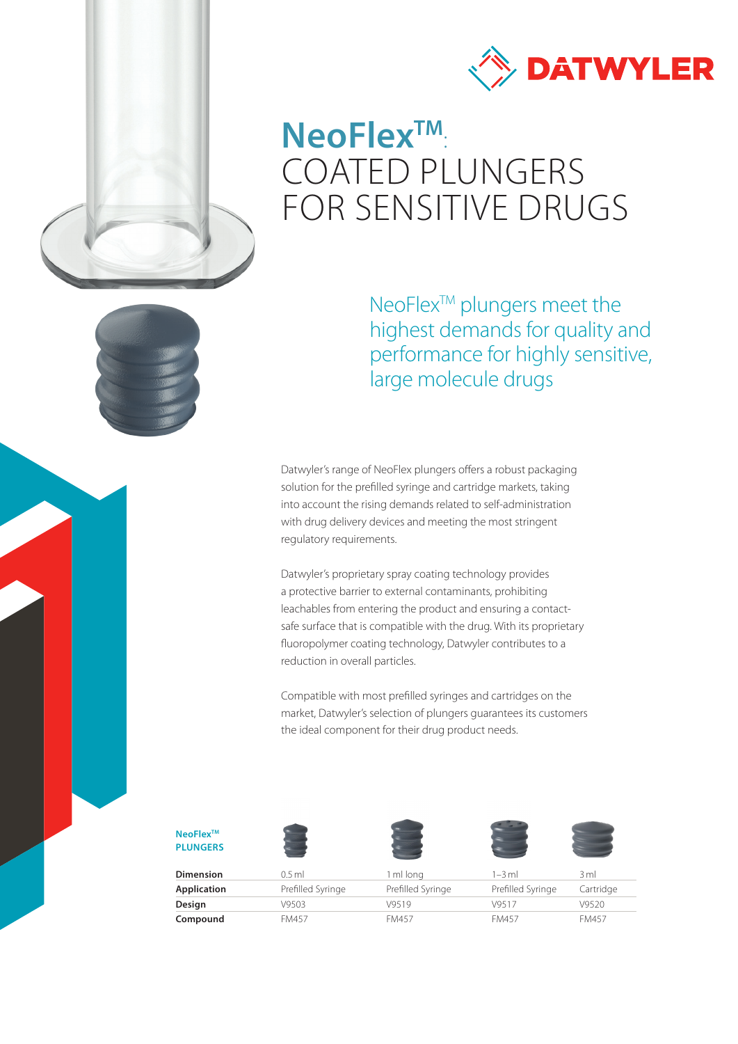DATWYLER

# NeoFlex™: COATED PLUNGERS FOR SENSITIVE DRUGS

## NeoFlex™ plungers meet the highest demands for quality and performance for highly sensitive, large molecule drugs

Datwyler's range of NeoFlex plungers offers a robust packaging solution for the prefilled syringe and cartridge markets, taking into account the rising demands related to self-administration with drug delivery devices and meeting the most stringent regulatory requirements.

Datwyler's proprietary spray coating technology provides a protective barrier to external contaminants, prohibiting leachables from entering the product and ensuring a contact-safe surface that is compatible with the drug. With its proprietary fluoropolymer coating technology, Datwyler contributes to a reduction in overall particles.

Compatible with most prefilled syringes and cartridges on the market, Datwyler's selection of plungers guarantees its customers the ideal component for their drug product needs.

| NeoFlex™ PLUNGERS | | | | |
|---|---|---|---|---|
| **Dimension** | 0.5 ml | 1 ml long | 1–3 ml | 3 ml |
| **Application** | Prefilled Syringe | Prefilled Syringe | Prefilled Syringe | Cartridge |
| **Design** | V9503 | V9519 | V9517 | V9520 |
| **Compound** | FM457 | FM457 | FM457 | FM457 |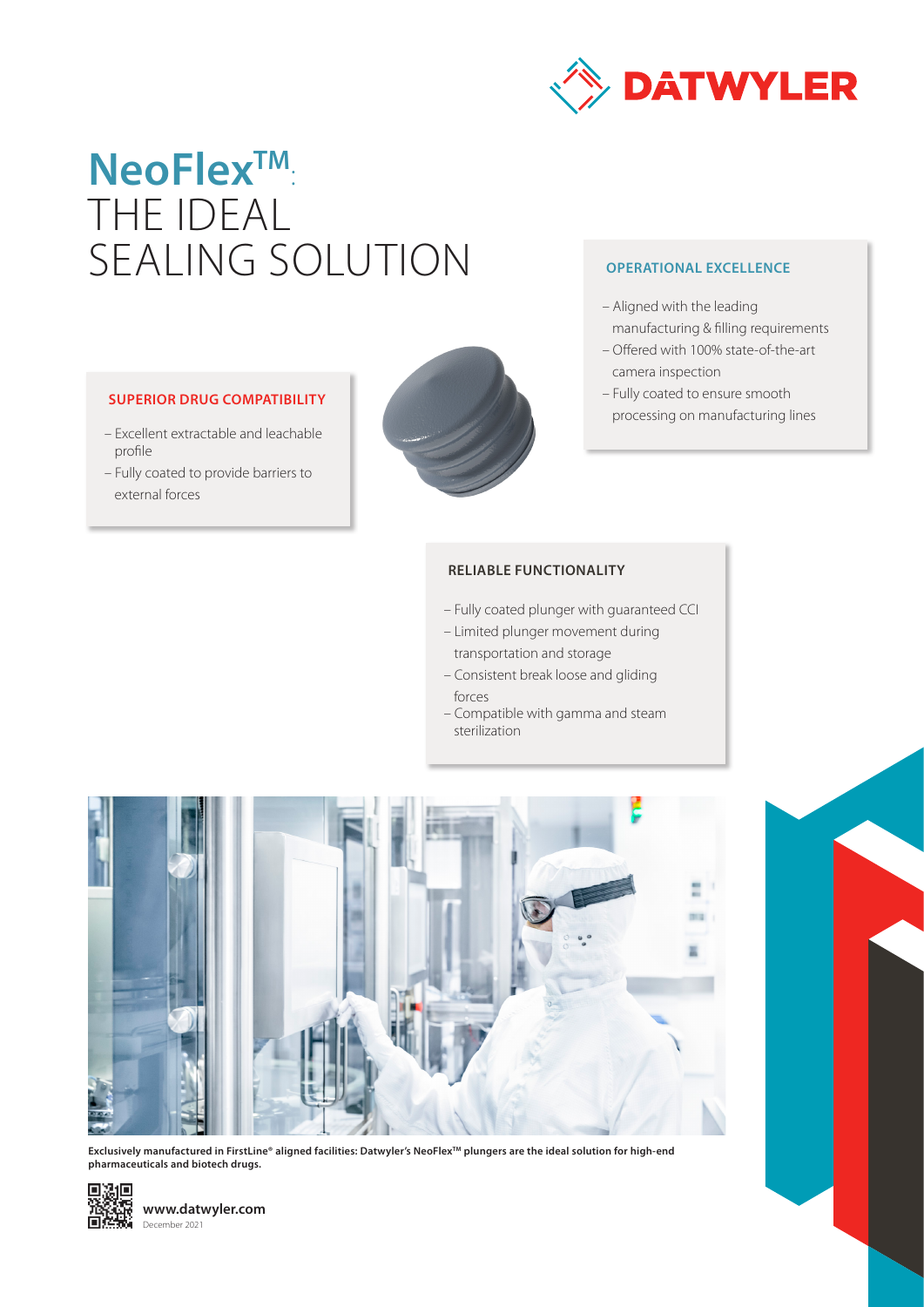DATWYLER

# NeoFlex™: THE IDEAL SEALING SOLUTION

### SUPERIOR DRUG COMPATIBILITY

- Excellent extractable and leachable profile
- Fully coated to provide barriers to external forces

### OPERATIONAL EXCELLENCE

- Aligned with the leading manufacturing & filling requirements
- Offered with 100% state-of-the-art camera inspection
- Fully coated to ensure smooth processing on manufacturing lines

### RELIABLE FUNCTIONALITY

- Fully coated plunger with guaranteed CCI
- Limited plunger movement during transportation and storage
- Consistent break loose and gliding forces
- Compatible with gamma and steam sterilization

**Exclusively manufactured in FirstLine® aligned facilities: Datwyler's NeoFlex™ plungers are the ideal solution for high-end pharmaceuticals and biotech drugs.**

**www.datwyler.com**

December 2021